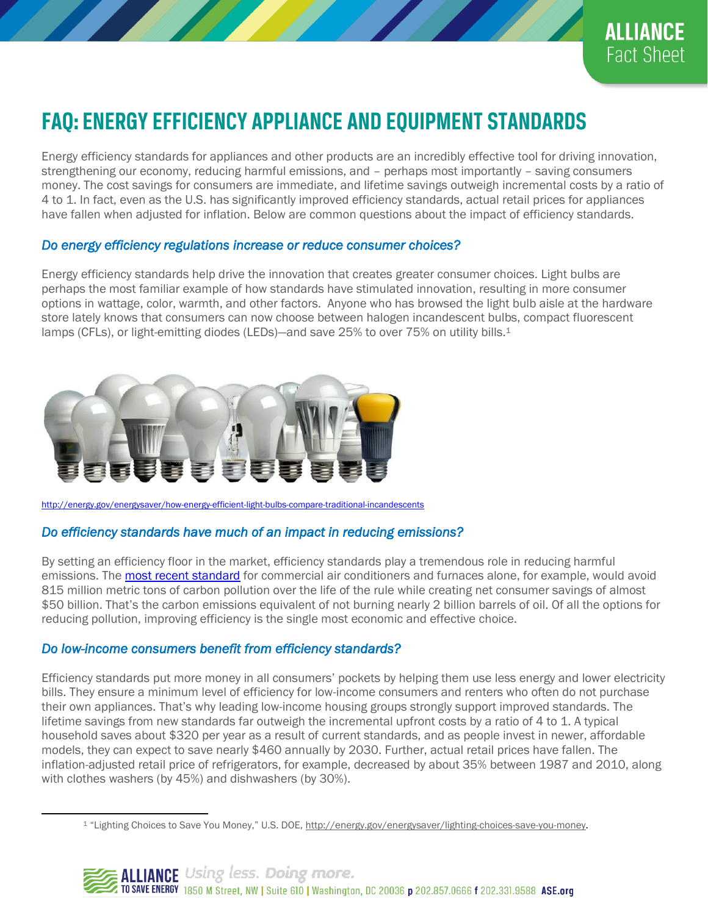ALLIANCE
Fact Sheet

# FAQ: ENERGY EFFICIENCY APPLIANCE AND EQUIPMENT STANDARDS

Energy efficiency standards for appliances and other products are an incredibly effective tool for driving innovation, strengthening our economy, reducing harmful emissions, and – perhaps most importantly – saving consumers money. The cost savings for consumers are immediate, and lifetime savings outweigh incremental costs by a ratio of 4 to 1. In fact, even as the U.S. has significantly improved efficiency standards, actual retail prices for appliances have fallen when adjusted for inflation. Below are common questions about the impact of efficiency standards.

### *Do energy efficiency regulations increase or reduce consumer choices?*

Energy efficiency standards help drive the innovation that creates greater consumer choices. Light bulbs are perhaps the most familiar example of how standards have stimulated innovation, resulting in more consumer options in wattage, color, warmth, and other factors. Anyone who has browsed the light bulb aisle at the hardware store lately knows that consumers can now choose between halogen incandescent bulbs, compact fluorescent lamps (CFLs), or light-emitting diodes (LEDs)—and save 25% to over 75% on utility bills.[1]

http://energy.gov/energysaver/how-energy-efficient-light-bulbs-compare-traditional-incandescents

### *Do efficiency standards have much of an impact in reducing emissions?*

By setting an efficiency floor in the market, efficiency standards play a tremendous role in reducing harmful emissions. The most recent standard for commercial air conditioners and furnaces alone, for example, would avoid 815 million metric tons of carbon pollution over the life of the rule while creating net consumer savings of almost $50 billion. That's the carbon emissions equivalent of not burning nearly 2 billion barrels of oil. Of all the options for reducing pollution, improving efficiency is the single most economic and effective choice.

### *Do low-income consumers benefit from efficiency standards?*

Efficiency standards put more money in all consumers' pockets by helping them use less energy and lower electricity bills. They ensure a minimum level of efficiency for low-income consumers and renters who often do not purchase their own appliances. That's why leading low-income housing groups strongly support improved standards. The lifetime savings from new standards far outweigh the incremental upfront costs by a ratio of 4 to 1. A typical household saves about $320 per year as a result of current standards, and as people invest in newer, affordable models, they can expect to save nearly $460 annually by 2030. Further, actual retail prices have fallen. The inflation-adjusted retail price of refrigerators, for example, decreased by about 35% between 1987 and 2010, along with clothes washers (by 45%) and dishwashers (by 30%).

---

[1] "Lighting Choices to Save You Money," U.S. DOE, http://energy.gov/energysaver/lighting-choices-save-you-money.

ALLIANCE TO SAVE ENERGY Using less. Doing more. 1850 M Street, NW | Suite 610 | Washington, DC 20036 p 202.857.0666 f 202.331.9588 ASE.org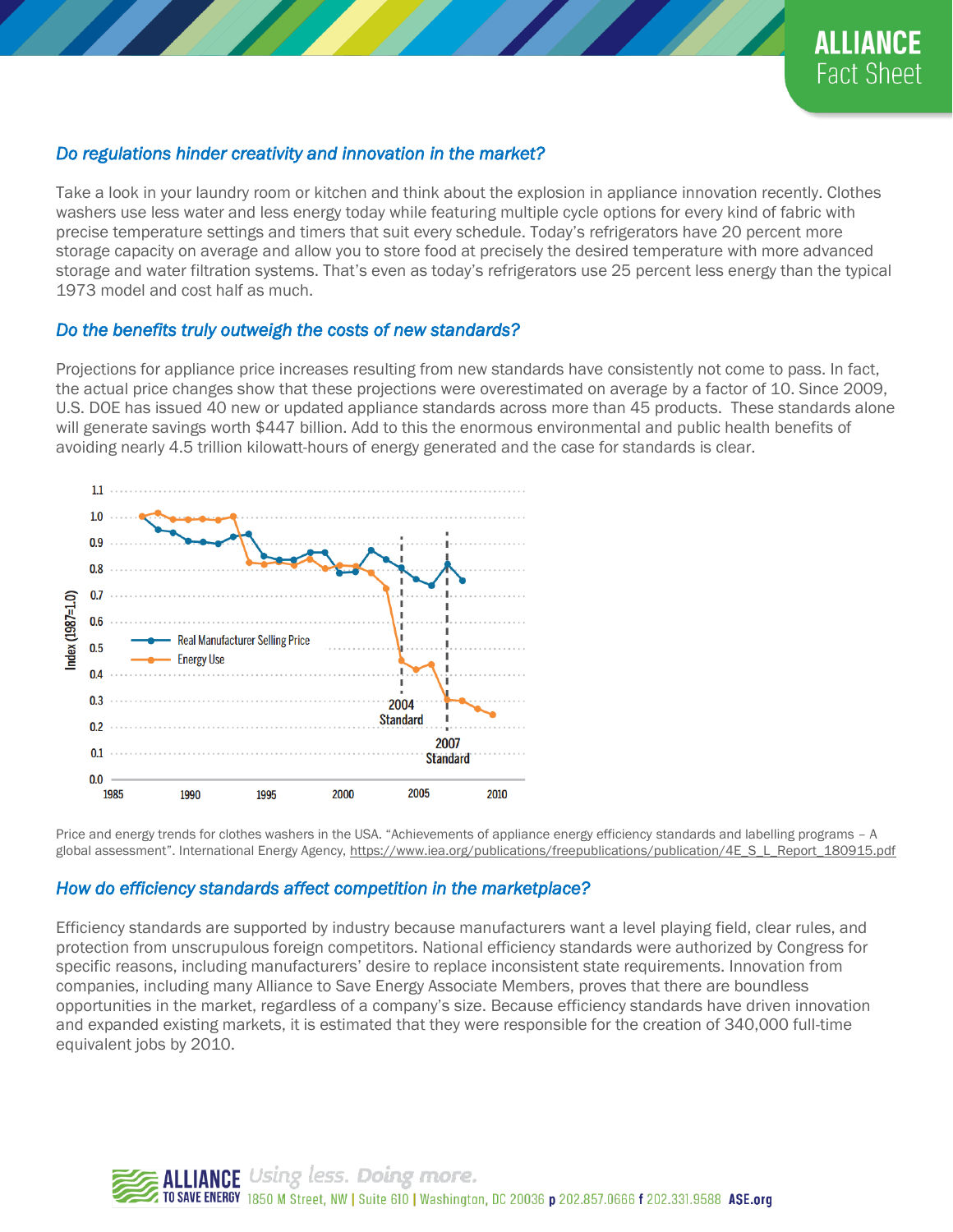### Do regulations hinder creativity and innovation in the market?

Take a look in your laundry room or kitchen and think about the explosion in appliance innovation recently. Clothes washers use less water and less energy today while featuring multiple cycle options for every kind of fabric with precise temperature settings and timers that suit every schedule. Today's refrigerators have 20 percent more storage capacity on average and allow you to store food at precisely the desired temperature with more advanced storage and water filtration systems. That's even as today's refrigerators use 25 percent less energy than the typical 1973 model and cost half as much.

### Do the benefits truly outweigh the costs of new standards?

Projections for appliance price increases resulting from new standards have consistently not come to pass. In fact, the actual price changes show that these projections were overestimated on average by a factor of 10. Since 2009, U.S. DOE has issued 40 new or updated appliance standards across more than 45 products. These standards alone will generate savings worth $447 billion. Add to this the enormous environmental and public health benefits of avoiding nearly 4.5 trillion kilowatt-hours of energy generated and the case for standards is clear.

Index (1987=1.0)

1.1
1.0
0.9
0.8
0.7
0.6
0.5
0.4
0.3
0.2
0.1
0.0

1985 1990 1995 2000 2005 2010

Real Manufacturer Selling Price

Energy Use

2004 Standard

2007 Standard

Price and energy trends for clothes washers in the USA. "Achievements of appliance energy efficiency standards and labelling programs – A global assessment". International Energy Agency, https://www.iea.org/publications/freepublications/publication/4E_S_L_Report_180915.pdf

### How do efficiency standards affect competition in the marketplace?

Efficiency standards are supported by industry because manufacturers want a level playing field, clear rules, and protection from unscrupulous foreign competitors. National efficiency standards were authorized by Congress for specific reasons, including manufacturers' desire to replace inconsistent state requirements. Innovation from companies, including many Alliance to Save Energy Associate Members, proves that there are boundless opportunities in the market, regardless of a company's size. Because efficiency standards have driven innovation and expanded existing markets, it is estimated that they were responsible for the creation of 340,000 full-time equivalent jobs by 2010.

ALLIANCE TO SAVE ENERGY Using less. Doing more. 1850 M Street, NW | Suite 610 | Washington, DC 20036 p 202.857.0666 f 202.331.9588 ASE.org